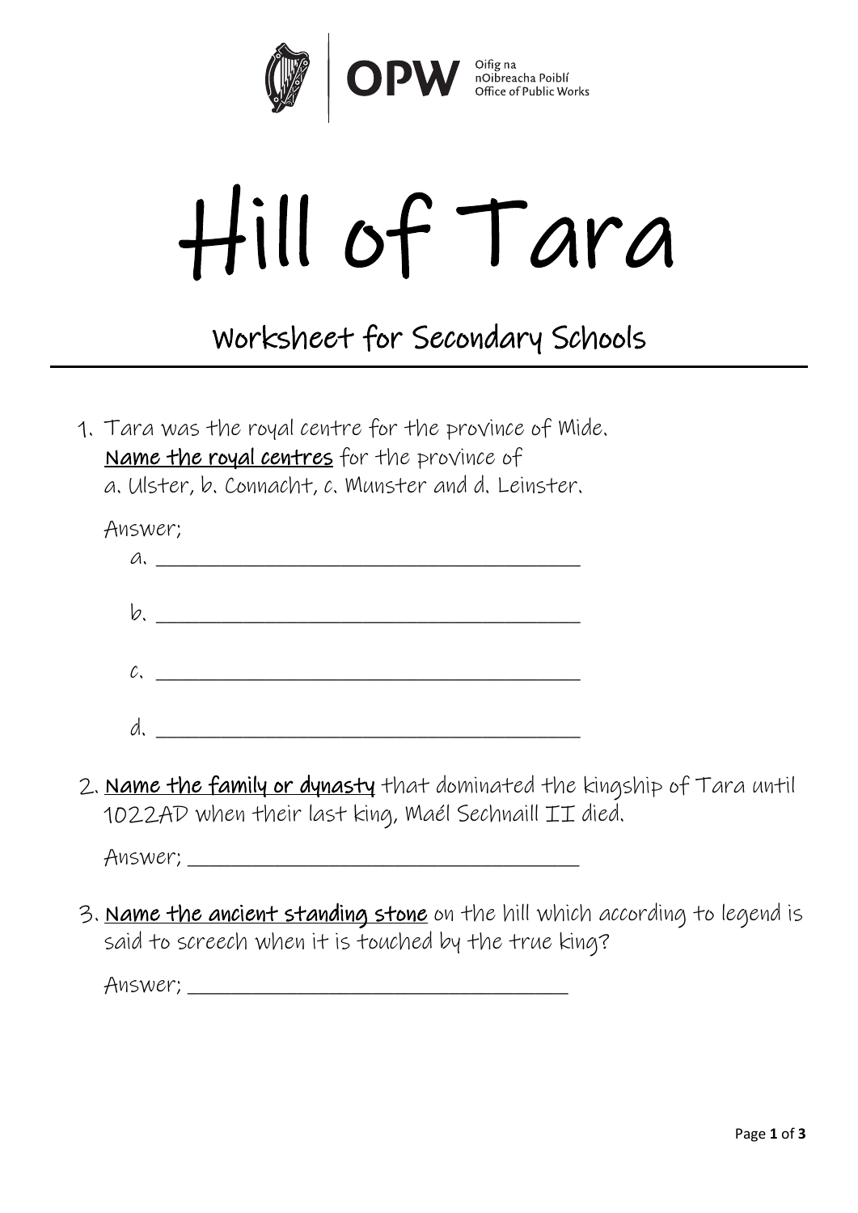Oifig na nOibreacha Poiblí
Office of Public Works

# Hill of Tara

## Worksheet for Secondary Schools

1. Tara was the royal centre for the province of Mide.
   **Name the royal centres** for the province of
   a. Ulster, b. Connacht, c. Munster and d. Leinster.

   Answer;

   a. ________________________________________

   b. ________________________________________

   c. ________________________________________

   d. ________________________________________

2. **Name the family or dynasty** that dominated the kingship of Tara until 1022AD when their last king, Maél Sechnaill II died.

   Answer; ____________________________________

3. **Name the ancient standing stone** on the hill which according to legend is said to screech when it is touched by the true king?

   Answer; ____________________________________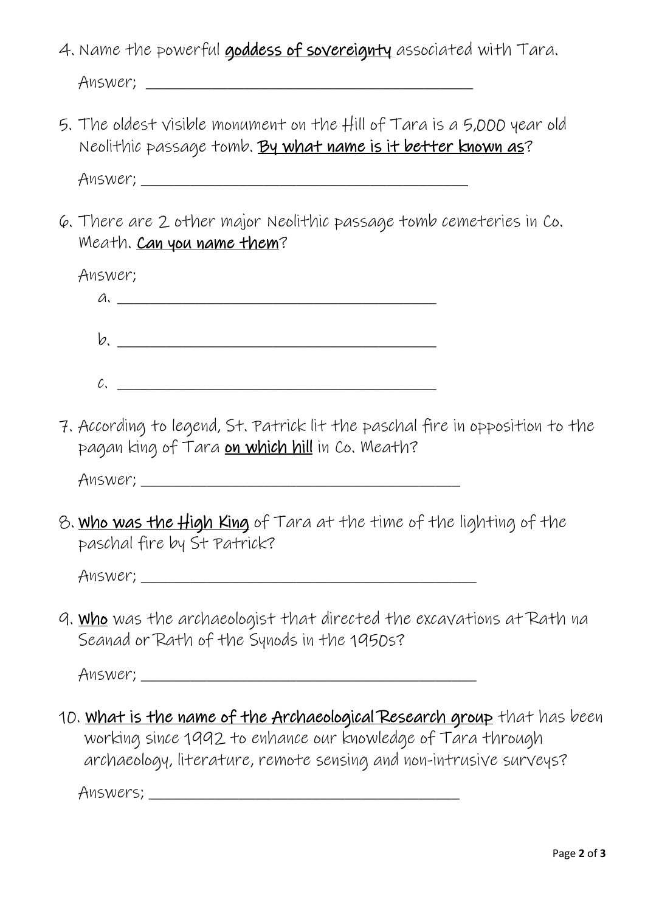4. Name the powerful <u>goddess of sovereignty</u> associated with Tara.

   Answer; ________________________________________

5. The oldest visible monument on the Hill of Tara is a 5,000 year old Neolithic passage tomb. <u>By what name is it better known as</u>?

   Answer; ________________________________________

6. There are 2 other major Neolithic passage tomb cemeteries in Co. Meath. <u>Can you name them</u>?

   Answer;

   a. ________________________________________

   b. ________________________________________

   c. ________________________________________

7. According to legend, St. Patrick lit the paschal fire in opposition to the pagan king of Tara <u>on which hill</u> in Co. Meath?

   Answer; ________________________________________

8. <u>Who was the High King</u> of Tara at the time of the lighting of the paschal fire by St Patrick?

   Answer; ________________________________________

9. <u>Who</u> was the archaeologist that directed the excavations at Rath na Seanad or Rath of the Synods in the 1950s?

   Answer; ________________________________________

10. <u>What is the name of the Archaeological Research group</u> that has been working since 1992 to enhance our knowledge of Tara through archaeology, literature, remote sensing and non-intrusive surveys?

    Answers; ________________________________________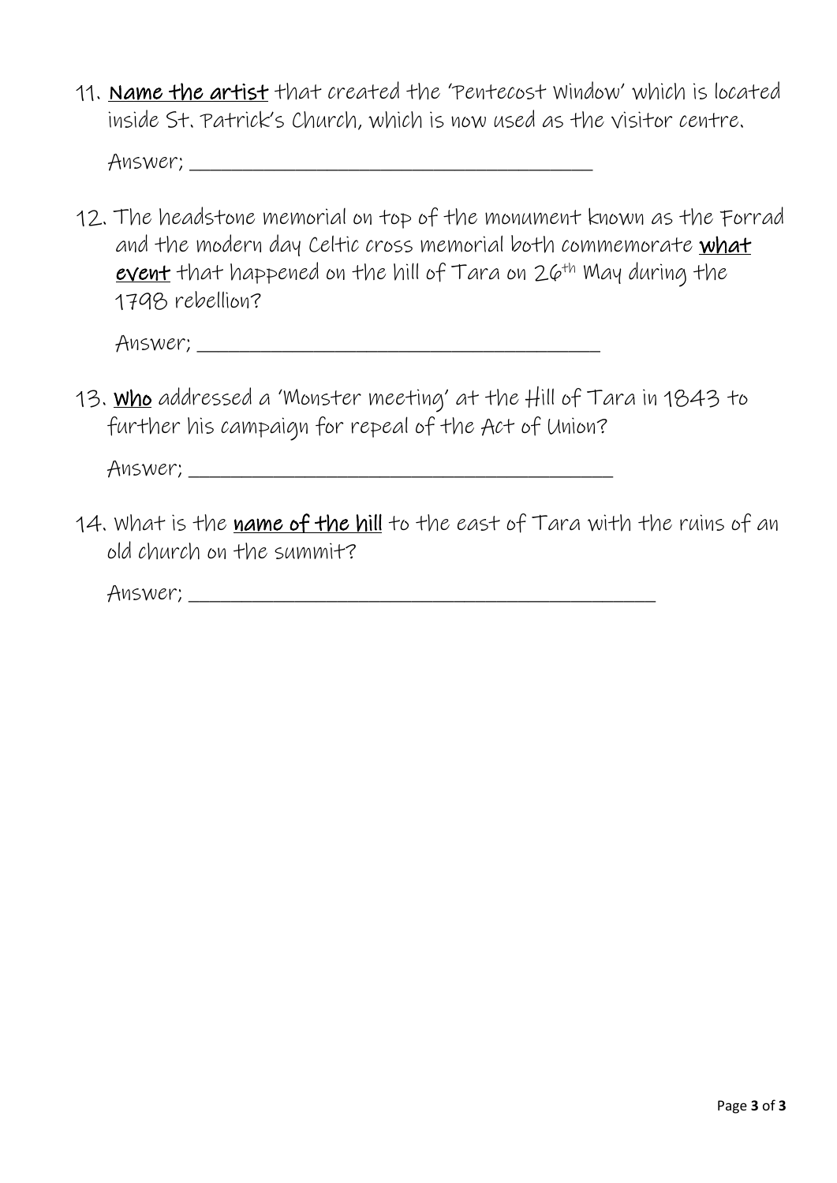11. **Name the artist** that created the 'Pentecost Window' which is located inside St. Patrick's Church, which is now used as the visitor centre.

    Answer; ________________________________________

12. The headstone memorial on top of the monument known as the Forrad and the modern day Celtic cross memorial both commemorate **what event** that happened on the hill of Tara on 26th May during the 1798 rebellion?

    Answer; ________________________________________

13. **Who** addressed a 'Monster meeting' at the Hill of Tara in 1843 to further his campaign for repeal of the Act of Union?

    Answer; ________________________________________

14. What is the **name of the hill** to the east of Tara with the ruins of an old church on the summit?

    Answer; ________________________________________